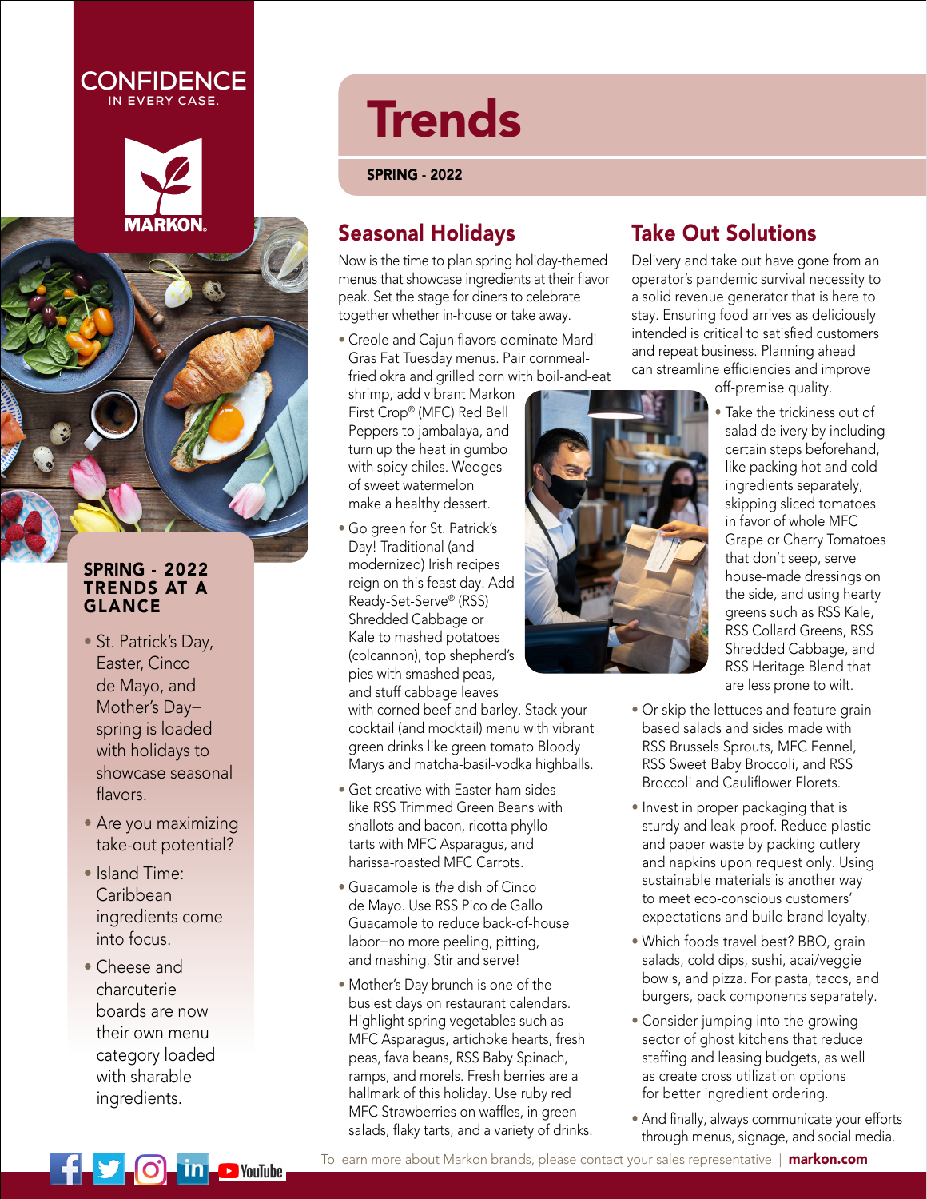CONFIDENCE IN EVERY CASE.

MARKON

# Trends

**SPRING - 2022**

## SPRING - 2022 TRENDS AT A GLANCE

- St. Patrick's Day, Easter, Cinco de Mayo, and Mother's Day–spring is loaded with holidays to showcase seasonal flavors.
- Are you maximizing take-out potential?
- Island Time: Caribbean ingredients come into focus.
- Cheese and charcuterie boards are now their own menu category loaded with sharable ingredients.

## Seasonal Holidays

Now is the time to plan spring holiday-themed menus that showcase ingredients at their flavor peak. Set the stage for diners to celebrate together whether in-house or take away.

- Creole and Cajun flavors dominate Mardi Gras Fat Tuesday menus. Pair cornmeal-fried okra and grilled corn with boil-and-eat shrimp, add vibrant Markon First Crop® (MFC) Red Bell Peppers to jambalaya, and turn up the heat in gumbo with spicy chiles. Wedges of sweet watermelon make a healthy dessert.
- Go green for St. Patrick's Day! Traditional (and modernized) Irish recipes reign on this feast day. Add Ready-Set-Serve® (RSS) Shredded Cabbage or Kale to mashed potatoes (colcannon), top shepherd's pies with smashed peas, and stuff cabbage leaves with corned beef and barley. Stack your cocktail (and mocktail) menu with vibrant green drinks like green tomato Bloody Marys and matcha-basil-vodka highballs.
- Get creative with Easter ham sides like RSS Trimmed Green Beans with shallots and bacon, ricotta phyllo tarts with MFC Asparagus, and harissa-roasted MFC Carrots.
- Guacamole is *the* dish of Cinco de Mayo. Use RSS Pico de Gallo Guacamole to reduce back-of-house labor–no more peeling, pitting, and mashing. Stir and serve!
- Mother's Day brunch is one of the busiest days on restaurant calendars. Highlight spring vegetables such as MFC Asparagus, artichoke hearts, fresh peas, fava beans, RSS Baby Spinach, ramps, and morels. Fresh berries are a hallmark of this holiday. Use ruby red MFC Strawberries on waffles, in green salads, flaky tarts, and a variety of drinks.

## Take Out Solutions

Delivery and take out have gone from an operator's pandemic survival necessity to a solid revenue generator that is here to stay. Ensuring food arrives as deliciously intended is critical to satisfied customers and repeat business. Planning ahead can streamline efficiencies and improve off-premise quality.

- Take the trickiness out of salad delivery by including certain steps beforehand, like packing hot and cold ingredients separately, skipping sliced tomatoes in favor of whole MFC Grape or Cherry Tomatoes that don't seep, serve house-made dressings on the side, and using hearty greens such as RSS Kale, RSS Collard Greens, RSS Shredded Cabbage, and RSS Heritage Blend that are less prone to wilt.
- Or skip the lettuces and feature grain-based salads and sides made with RSS Brussels Sprouts, MFC Fennel, RSS Sweet Baby Broccoli, and RSS Broccoli and Cauliflower Florets.
- Invest in proper packaging that is sturdy and leak-proof. Reduce plastic and paper waste by packing cutlery and napkins upon request only. Using sustainable materials is another way to meet eco-conscious customers' expectations and build brand loyalty.
- Which foods travel best? BBQ, grain salads, cold dips, sushi, acai/veggie bowls, and pizza. For pasta, tacos, and burgers, pack components separately.
- Consider jumping into the growing sector of ghost kitchens that reduce staffing and leasing budgets, as well as create cross utilization options for better ingredient ordering.
- And finally, always communicate your efforts through menus, signage, and social media.

To learn more about Markon brands, please contact your sales representative | **markon.com**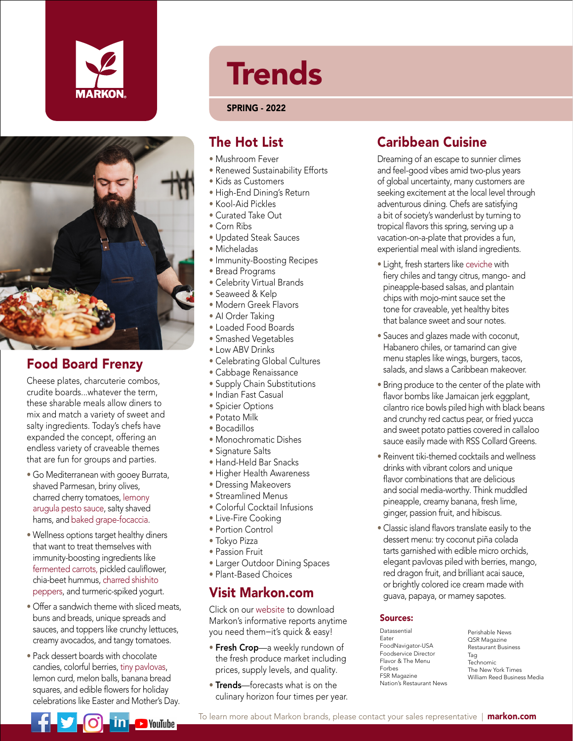# Trends

**SPRING - 2022**

## Food Board Frenzy

Cheese plates, charcuterie combos, crudite boards...whatever the term, these sharable meals allow diners to mix and match a variety of sweet and salty ingredients. Today's chefs have expanded the concept, offering an endless variety of craveable themes that are fun for groups and parties.

- Go Mediterranean with gooey Burrata, shaved Parmesan, briny olives, charred cherry tomatoes, lemony arugula pesto sauce, salty shaved hams, and baked grape-focaccia.
- Wellness options target healthy diners that want to treat themselves with immunity-boosting ingredients like fermented carrots, pickled cauliflower, chia-beet hummus, charred shishito peppers, and turmeric-spiked yogurt.
- Offer a sandwich theme with sliced meats, buns and breads, unique spreads and sauces, and toppers like crunchy lettuces, creamy avocados, and tangy tomatoes.
- Pack dessert boards with chocolate candies, colorful berries, tiny pavlovas, lemon curd, melon balls, banana bread squares, and edible flowers for holiday celebrations like Easter and Mother's Day.

## The Hot List

- Mushroom Fever
- Renewed Sustainability Efforts
- Kids as Customers
- High-End Dining's Return
- Kool-Aid Pickles
- Curated Take Out
- Corn Ribs
- Updated Steak Sauces
- Micheladas
- Immunity-Boosting Recipes
- Bread Programs
- Celebrity Virtual Brands
- Seaweed & Kelp
- Modern Greek Flavors
- AI Order Taking
- Loaded Food Boards
- Smashed Vegetables
- Low ABV Drinks
- Celebrating Global Cultures
- Cabbage Renaissance
- Supply Chain Substitutions
- Indian Fast Casual
- Spicier Options
- Potato Milk
- Bocadillos
- Monochromatic Dishes
- Signature Salts
- Hand-Held Bar Snacks
- Higher Health Awareness
- Dressing Makeovers
- Streamlined Menus
- Colorful Cocktail Infusions
- Live-Fire Cooking
- Portion Control
- Tokyo Pizza
- Passion Fruit
- Larger Outdoor Dining Spaces
- Plant-Based Choices

## Visit Markon.com

Click on our website to download Markon's informative reports anytime you need them—it's quick & easy!

- **Fresh Crop**—a weekly rundown of the fresh produce market including prices, supply levels, and quality.
- **Trends**—forecasts what is on the culinary horizon four times per year.

## Caribbean Cuisine

Dreaming of an escape to sunnier climes and feel-good vibes amid two-plus years of global uncertainty, many customers are seeking excitement at the local level through adventurous dining. Chefs are satisfying a bit of society's wanderlust by turning to tropical flavors this spring, serving up a vacation-on-a-plate that provides a fun, experiential meal with island ingredients.

- Light, fresh starters like ceviche with fiery chiles and tangy citrus, mango- and pineapple-based salsas, and plantain chips with mojo-mint sauce set the tone for craveable, yet healthy bites that balance sweet and sour notes.
- Sauces and glazes made with coconut, Habanero chiles, or tamarind can give menu staples like wings, burgers, tacos, salads, and slaws a Caribbean makeover.
- Bring produce to the center of the plate with flavor bombs like Jamaican jerk eggplant, cilantro rice bowls piled high with black beans and crunchy red cactus pear, or fried yucca and sweet potato patties covered in callaloo sauce easily made with RSS Collard Greens.
- Reinvent tiki-themed cocktails and wellness drinks with vibrant colors and unique flavor combinations that are delicious and social media-worthy. Think muddled pineapple, creamy banana, fresh lime, ginger, passion fruit, and hibiscus.
- Classic island flavors translate easily to the dessert menu: try coconut piña colada tarts garnished with edible micro orchids, elegant pavlovas piled with berries, mango, red dragon fruit, and brilliant acai sauce, or brightly colored ice cream made with guava, papaya, or mamey sapotes.

### Sources:

Datassential
Eater
FoodNavigator-USA
Foodservice Director
Flavor & The Menu
Forbes
FSR Magazine
Nation's Restaurant News
Perishable News
QSR Magazine
Restaurant Business
Tag
Technomic
The New York Times
William Reed Business Media

To learn more about Markon brands, please contact your sales representative | **markon.com**